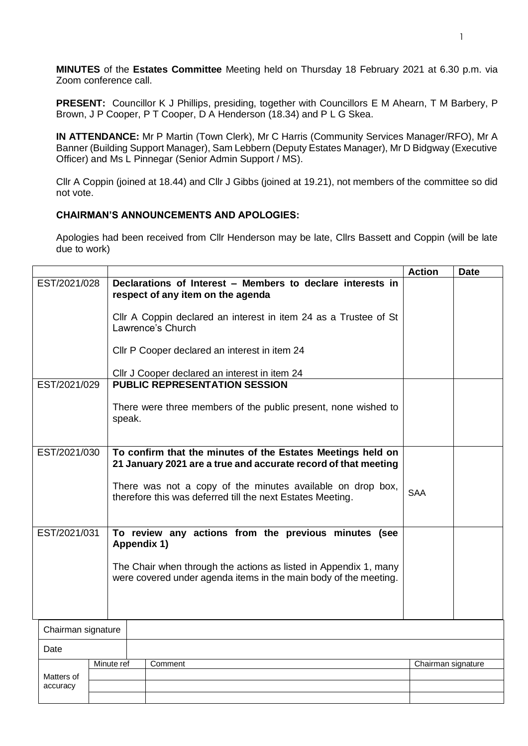**MINUTES** of the **Estates Committee** Meeting held on Thursday 18 February 2021 at 6.30 p.m. via Zoom conference call.

**PRESENT:** Councillor K J Phillips, presiding, together with Councillors E M Ahearn, T M Barbery, P Brown, J P Cooper, P T Cooper, D A Henderson (18.34) and P L G Skea.

**IN ATTENDANCE:** Mr P Martin (Town Clerk), Mr C Harris (Community Services Manager/RFO), Mr A Banner (Building Support Manager), Sam Lebbern (Deputy Estates Manager), Mr D Bidgway (Executive Officer) and Ms L Pinnegar (Senior Admin Support / MS).

Cllr A Coppin (joined at 18.44) and Cllr J Gibbs (joined at 19.21), not members of the committee so did not vote.

**CHAIRMAN'S ANNOUNCEMENTS AND APOLOGIES:**

Apologies had been received from Cllr Henderson may be late, Cllrs Bassett and Coppin (will be late due to work)

| | | Action | Date |
|---|---|---|---|
| EST/2021/028 | **Declarations of Interest – Members to declare interests in respect of any item on the agenda**<br><br>Cllr A Coppin declared an interest in item 24 as a Trustee of St Lawrence's Church<br><br>Cllr P Cooper declared an interest in item 24<br><br>Cllr J Cooper declared an interest in item 24 | | |
| EST/2021/029 | **PUBLIC REPRESENTATION SESSION**<br><br>There were three members of the public present, none wished to speak. | | |
| EST/2021/030 | **To confirm that the minutes of the Estates Meetings held on 21 January 2021 are a true and accurate record of that meeting**<br><br>There was not a copy of the minutes available on drop box, therefore this was deferred till the next Estates Meeting. | SAA | |
| EST/2021/031 | **To review any actions from the previous minutes (see Appendix 1)**<br><br>The Chair when through the actions as listed in Appendix 1, many were covered under agenda items in the main body of the meeting. | | |

| Chairman signature | | | |
|---|---|---|---|
| Date | | | |
| Matters of accuracy | Minute ref | Comment | Chairman signature |
| | | | |
| | | | |
| | | | |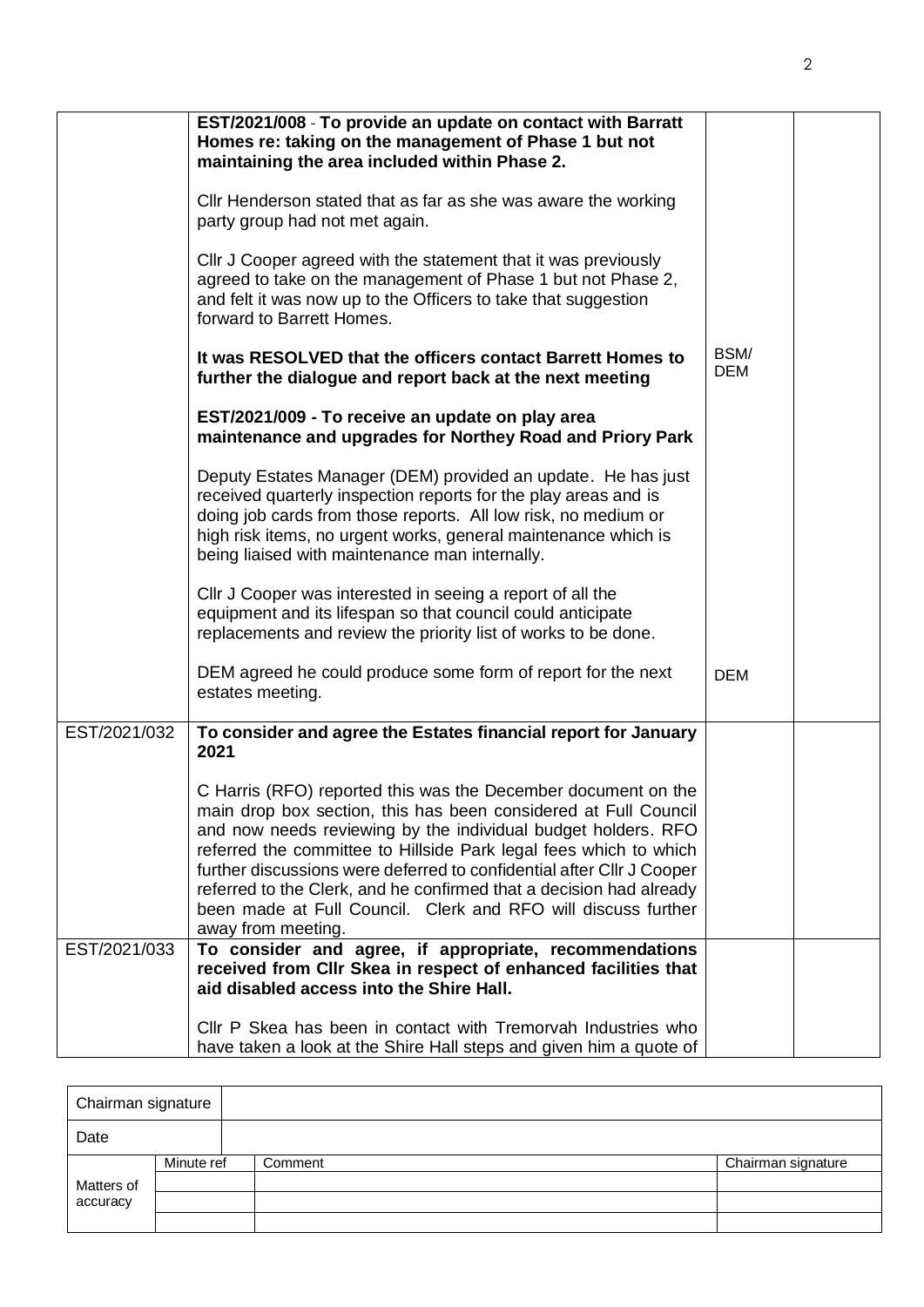| | | | |
|---|---|---|---|
| | **EST/2021/008** - **To provide an update on contact with Barratt Homes re: taking on the management of Phase 1 but not maintaining the area included within Phase 2.**<br><br>Cllr Henderson stated that as far as she was aware the working party group had not met again.<br><br>Cllr J Cooper agreed with the statement that it was previously agreed to take on the management of Phase 1 but not Phase 2, and felt it was now up to the Officers to take that suggestion forward to Barrett Homes.<br><br>**It was RESOLVED that the officers contact Barrett Homes to further the dialogue and report back at the next meeting** | BSM/ DEM | |
| | **EST/2021/009 - To receive an update on play area maintenance and upgrades for Northey Road and Priory Park**<br><br>Deputy Estates Manager (DEM) provided an update. He has just received quarterly inspection reports for the play areas and is doing job cards from those reports. All low risk, no medium or high risk items, no urgent works, general maintenance which is being liaised with maintenance man internally.<br><br>Cllr J Cooper was interested in seeing a report of all the equipment and its lifespan so that council could anticipate replacements and review the priority list of works to be done.<br><br>DEM agreed he could produce some form of report for the next estates meeting. | DEM | |
| EST/2021/032 | **To consider and agree the Estates financial report for January 2021**<br><br>C Harris (RFO) reported this was the December document on the main drop box section, this has been considered at Full Council and now needs reviewing by the individual budget holders. RFO referred the committee to Hillside Park legal fees which to which further discussions were deferred to confidential after Cllr J Cooper referred to the Clerk, and he confirmed that a decision had already been made at Full Council. Clerk and RFO will discuss further away from meeting. | | |
| EST/2021/033 | **To consider and agree, if appropriate, recommendations received from Cllr Skea in respect of enhanced facilities that aid disabled access into the Shire Hall.**<br><br>Cllr P Skea has been in contact with Tremorvah Industries who have taken a look at the Shire Hall steps and given him a quote of | | |

| Chairman signature | | | |
|---|---|---|---|
| Date | | | |
| Matters of accuracy | Minute ref | Comment | Chairman signature |
| | | | |
| | | | |
| | | | |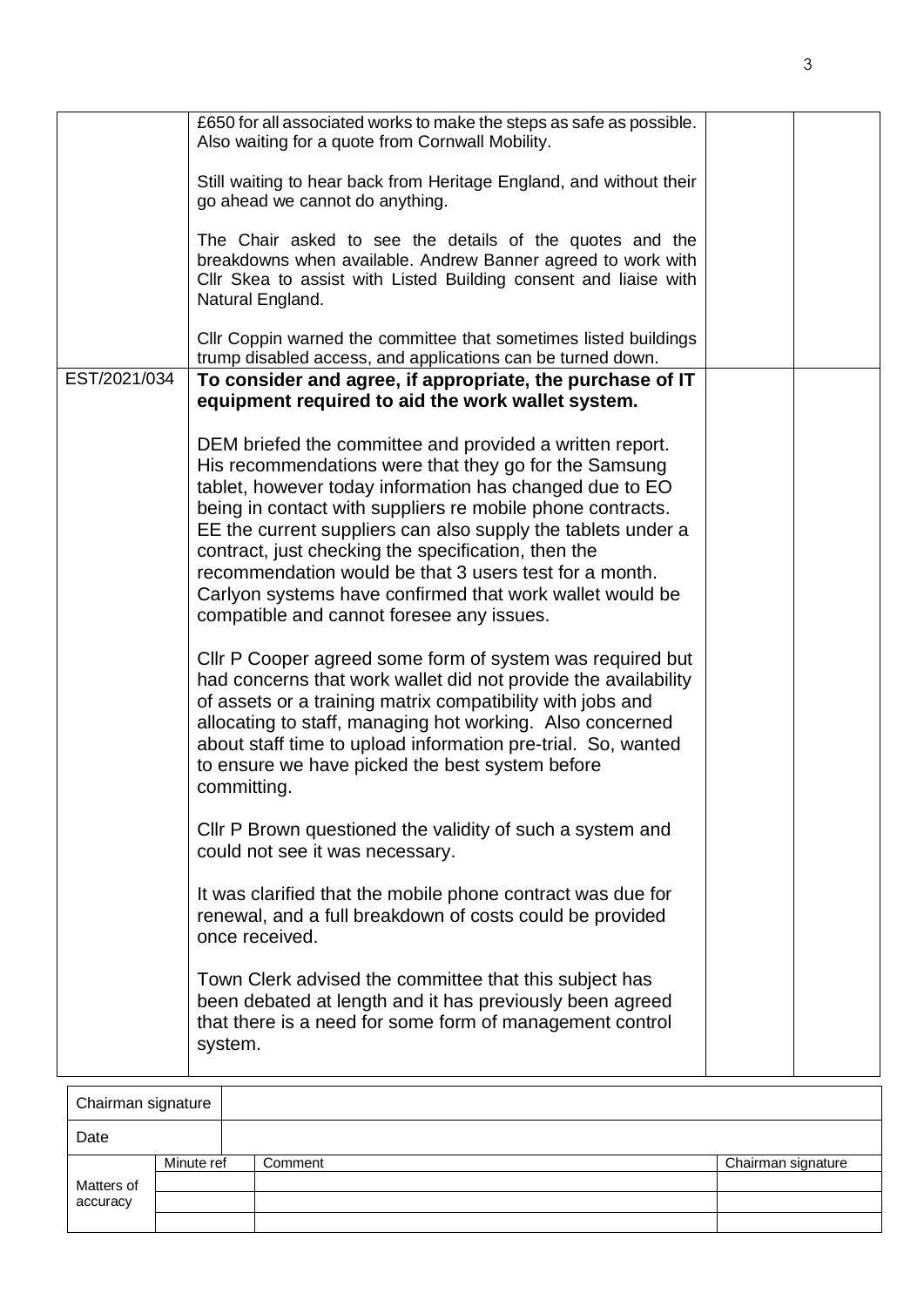| | | | |
|---|---|---|---|
| | £650 for all associated works to make the steps as safe as possible. Also waiting for a quote from Cornwall Mobility.<br><br>Still waiting to hear back from Heritage England, and without their go ahead we cannot do anything.<br><br>The Chair asked to see the details of the quotes and the breakdowns when available. Andrew Banner agreed to work with Cllr Skea to assist with Listed Building consent and liaise with Natural England.<br><br>Cllr Coppin warned the committee that sometimes listed buildings trump disabled access, and applications can be turned down. | | |
| EST/2021/034 | **To consider and agree, if appropriate, the purchase of IT equipment required to aid the work wallet system.**<br><br>DEM briefed the committee and provided a written report. His recommendations were that they go for the Samsung tablet, however today information has changed due to EO being in contact with suppliers re mobile phone contracts. EE the current suppliers can also supply the tablets under a contract, just checking the specification, then the recommendation would be that 3 users test for a month. Carlyon systems have confirmed that work wallet would be compatible and cannot foresee any issues.<br><br>Cllr P Cooper agreed some form of system was required but had concerns that work wallet did not provide the availability of assets or a training matrix compatibility with jobs and allocating to staff, managing hot working. Also concerned about staff time to upload information pre-trial. So, wanted to ensure we have picked the best system before committing.<br><br>Cllr P Brown questioned the validity of such a system and could not see it was necessary.<br><br>It was clarified that the mobile phone contract was due for renewal, and a full breakdown of costs could be provided once received.<br><br>Town Clerk advised the committee that this subject has been debated at length and it has previously been agreed that there is a need for some form of management control system. | | |

| Chairman signature | | | |
|---|---|---|---|
| Date | | | |
| Matters of accuracy | Minute ref | Comment | Chairman signature |
| | | | |
| | | | |
| | | | |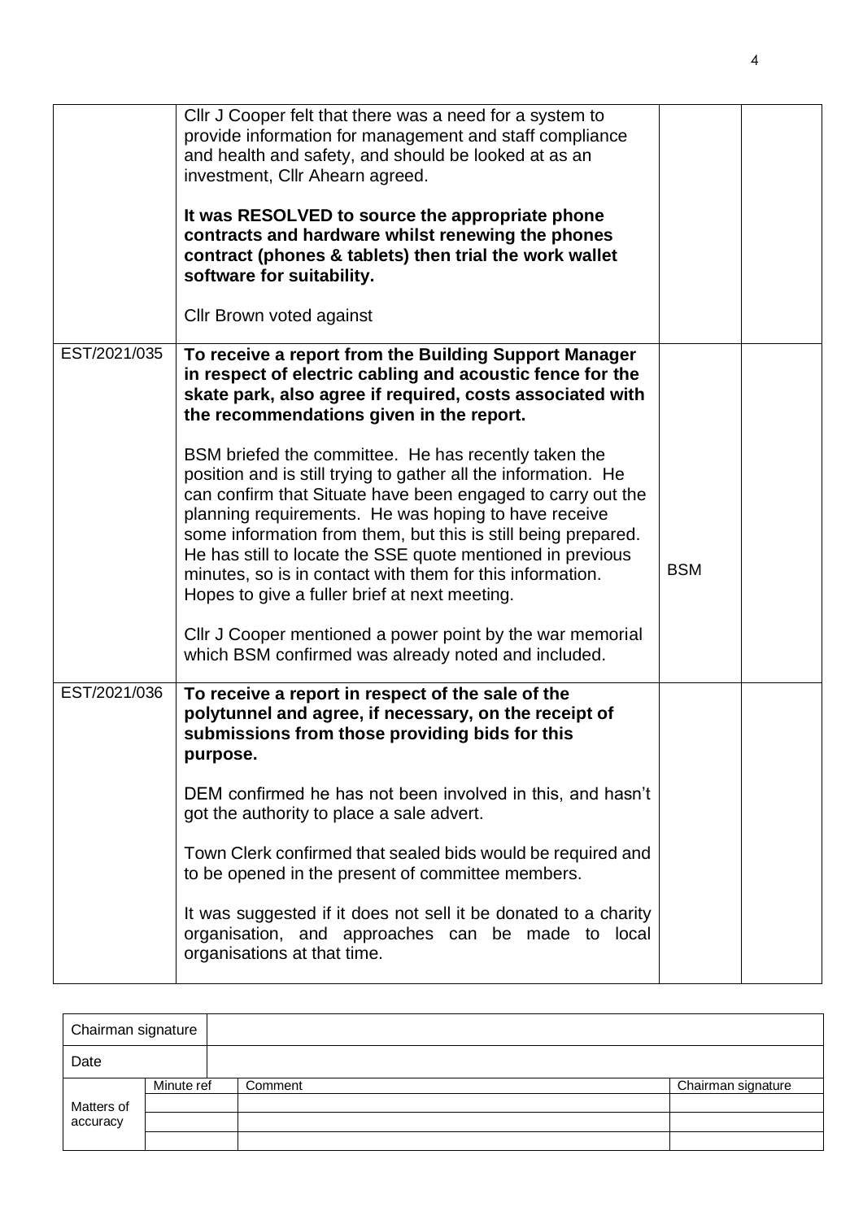| | | | |
|---|---|---|---|
| | Cllr J Cooper felt that there was a need for a system to provide information for management and staff compliance and health and safety, and should be looked at as an investment, Cllr Ahearn agreed.<br><br>**It was RESOLVED to source the appropriate phone contracts and hardware whilst renewing the phones contract (phones & tablets) then trial the work wallet software for suitability.**<br><br>Cllr Brown voted against | | |
| EST/2021/035 | **To receive a report from the Building Support Manager in respect of electric cabling and acoustic fence for the skate park, also agree if required, costs associated with the recommendations given in the report.**<br><br>BSM briefed the committee. He has recently taken the position and is still trying to gather all the information. He can confirm that Situate have been engaged to carry out the planning requirements. He was hoping to have receive some information from them, but this is still being prepared. He has still to locate the SSE quote mentioned in previous minutes, so is in contact with them for this information. Hopes to give a fuller brief at next meeting.<br><br>Cllr J Cooper mentioned a power point by the war memorial which BSM confirmed was already noted and included. | BSM | |
| EST/2021/036 | **To receive a report in respect of the sale of the polytunnel and agree, if necessary, on the receipt of submissions from those providing bids for this purpose.**<br><br>DEM confirmed he has not been involved in this, and hasn't got the authority to place a sale advert.<br><br>Town Clerk confirmed that sealed bids would be required and to be opened in the present of committee members.<br><br>It was suggested if it does not sell it be donated to a charity organisation, and approaches can be made to local organisations at that time. | | |

| Chairman signature | | | |
|---|---|---|---|
| Date | | | |
| Matters of accuracy | Minute ref | Comment | Chairman signature |
| | | | |
| | | | |
| | | | |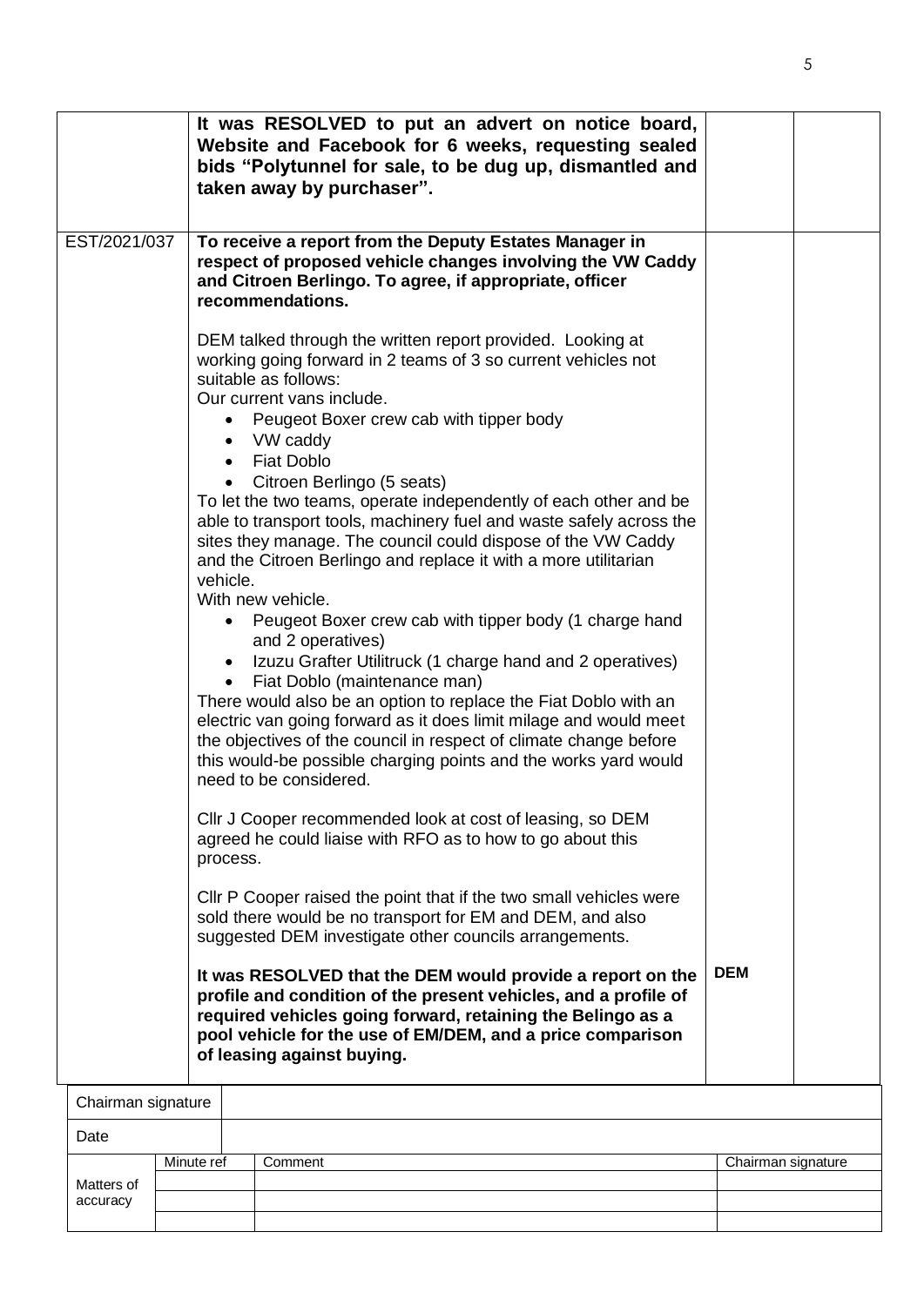| | | | |
|---|---|---|---|
| | **It was RESOLVED to put an advert on notice board, Website and Facebook for 6 weeks, requesting sealed bids "Polytunnel for sale, to be dug up, dismantled and taken away by purchaser".** | | |
| EST/2021/037 | **To receive a report from the Deputy Estates Manager in respect of proposed vehicle changes involving the VW Caddy and Citroen Berlingo. To agree, if appropriate, officer recommendations.**<br><br>DEM talked through the written report provided. Looking at working going forward in 2 teams of 3 so current vehicles not suitable as follows:<br>Our current vans include.<br>• Peugeot Boxer crew cab with tipper body<br>• VW caddy<br>• Fiat Doblo<br>• Citroen Berlingo (5 seats)<br>To let the two teams, operate independently of each other and be able to transport tools, machinery fuel and waste safely across the sites they manage. The council could dispose of the VW Caddy and the Citroen Berlingo and replace it with a more utilitarian vehicle.<br>With new vehicle.<br>• Peugeot Boxer crew cab with tipper body (1 charge hand and 2 operatives)<br>• Izuzu Grafter Utilitruck (1 charge hand and 2 operatives)<br>• Fiat Doblo (maintenance man)<br>There would also be an option to replace the Fiat Doblo with an electric van going forward as it does limit milage and would meet the objectives of the council in respect of climate change before this would-be possible charging points and the works yard would need to be considered.<br><br>Cllr J Cooper recommended look at cost of leasing, so DEM agreed he could liaise with RFO as to how to go about this process.<br><br>Cllr P Cooper raised the point that if the two small vehicles were sold there would be no transport for EM and DEM, and also suggested DEM investigate other councils arrangements.<br><br>**It was RESOLVED that the DEM would provide a report on the profile and condition of the present vehicles, and a profile of required vehicles going forward, retaining the Belingo as a pool vehicle for the use of EM/DEM, and a price comparison of leasing against buying.** | **DEM** | |

| Chairman signature | |
|---|---|
| Date | |

| | Minute ref | Comment | Chairman signature |
|---|---|---|---|
| Matters of accuracy | | | |
| | | | |
| | | | |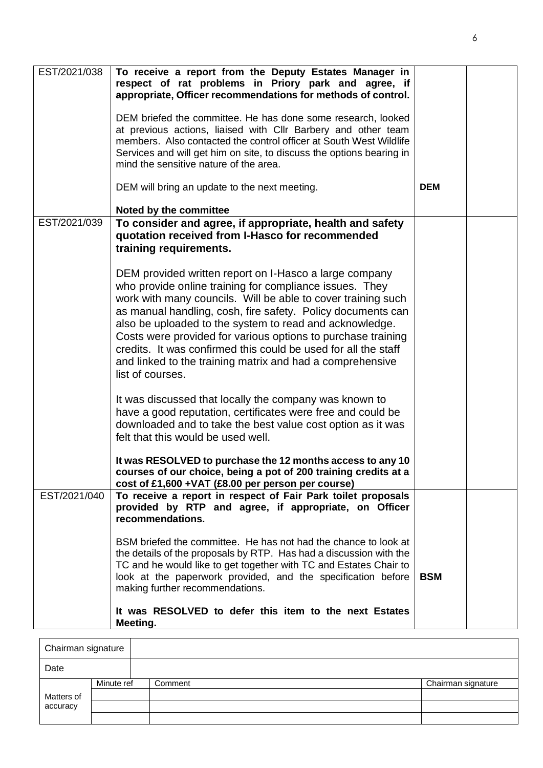| | | | |
|---|---|---|---|
| EST/2021/038 | **To receive a report from the Deputy Estates Manager in respect of rat problems in Priory park and agree, if appropriate, Officer recommendations for methods of control.**<br><br>DEM briefed the committee. He has done some research, looked at previous actions, liaised with Cllr Barbery and other team members. Also contacted the control officer at South West Wildlife Services and will get him on site, to discuss the options bearing in mind the sensitive nature of the area.<br><br>DEM will bring an update to the next meeting.<br><br>**Noted by the committee** | **DEM** | |
| EST/2021/039 | **To consider and agree, if appropriate, health and safety quotation received from I-Hasco for recommended training requirements.**<br><br>DEM provided written report on I-Hasco a large company who provide online training for compliance issues. They work with many councils. Will be able to cover training such as manual handling, cosh, fire safety. Policy documents can also be uploaded to the system to read and acknowledge. Costs were provided for various options to purchase training credits. It was confirmed this could be used for all the staff and linked to the training matrix and had a comprehensive list of courses.<br><br>It was discussed that locally the company was known to have a good reputation, certificates were free and could be downloaded and to take the best value cost option as it was felt that this would be used well.<br><br>**It was RESOLVED to purchase the 12 months access to any 10 courses of our choice, being a pot of 200 training credits at a cost of £1,600 +VAT (£8.00 per person per course)** | | |
| EST/2021/040 | **To receive a report in respect of Fair Park toilet proposals provided by RTP and agree, if appropriate, on Officer recommendations.**<br><br>BSM briefed the committee. He has not had the chance to look at the details of the proposals by RTP. Has had a discussion with the TC and he would like to get together with TC and Estates Chair to look at the paperwork provided, and the specification before making further recommendations.<br><br>**It was RESOLVED to defer this item to the next Estates Meeting.** | **BSM** | |

| Chairman signature | | | |
|---|---|---|---|
| Date | | | |
| Matters of accuracy | Minute ref | Comment | Chairman signature |
| | | | |
| | | | |
| | | | |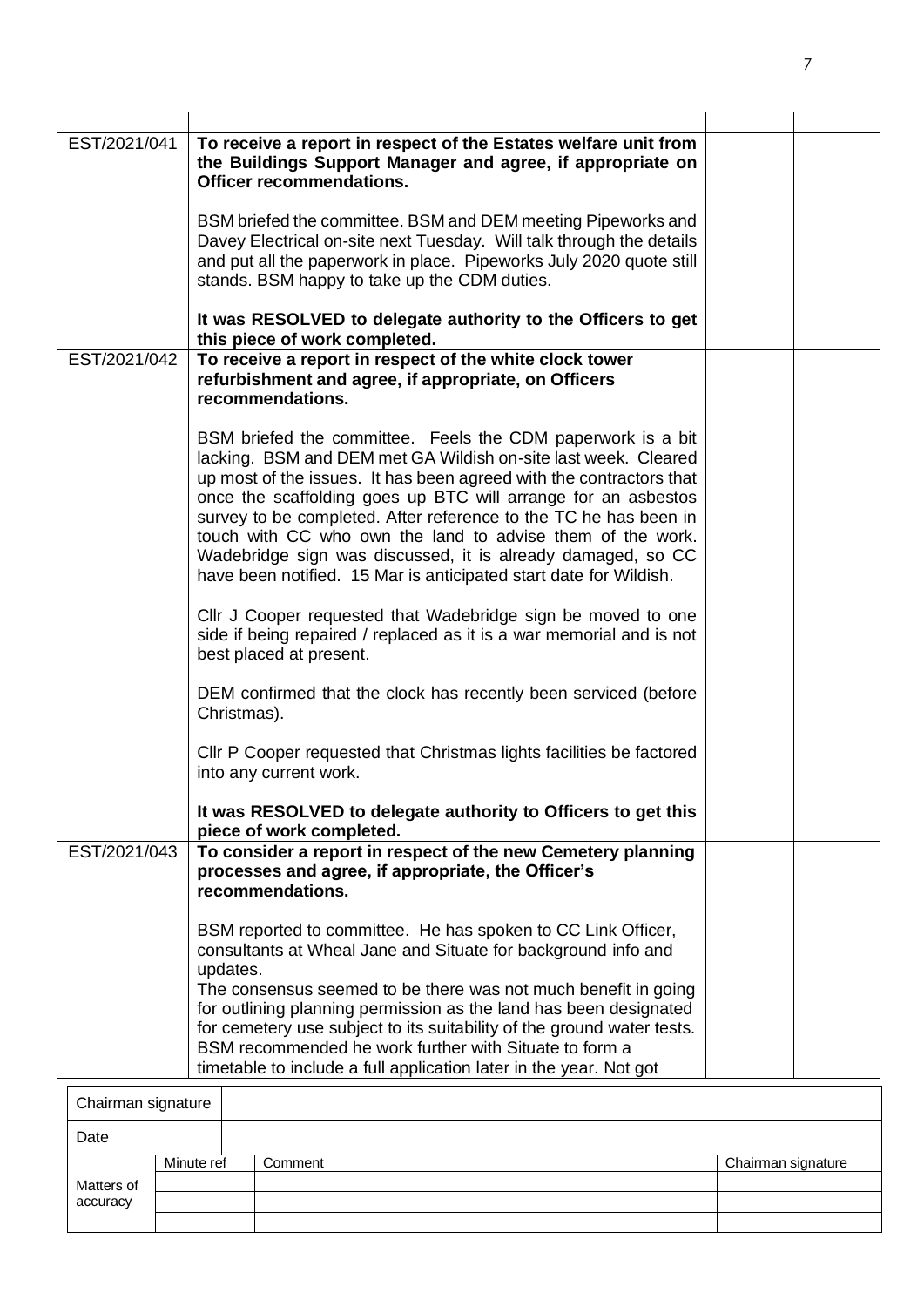| | | | |
|---|---|---|---|
| EST/2021/041 | **To receive a report in respect of the Estates welfare unit from the Buildings Support Manager and agree, if appropriate on Officer recommendations.**<br><br>BSM briefed the committee. BSM and DEM meeting Pipeworks and Davey Electrical on-site next Tuesday. Will talk through the details and put all the paperwork in place. Pipeworks July 2020 quote still stands. BSM happy to take up the CDM duties.<br><br>**It was RESOLVED to delegate authority to the Officers to get this piece of work completed.** | | |
| EST/2021/042 | **To receive a report in respect of the white clock tower refurbishment and agree, if appropriate, on Officers recommendations.**<br><br>BSM briefed the committee. Feels the CDM paperwork is a bit lacking. BSM and DEM met GA Wildish on-site last week. Cleared up most of the issues. It has been agreed with the contractors that once the scaffolding goes up BTC will arrange for an asbestos survey to be completed. After reference to the TC he has been in touch with CC who own the land to advise them of the work. Wadebridge sign was discussed, it is already damaged, so CC have been notified. 15 Mar is anticipated start date for Wildish.<br><br>Cllr J Cooper requested that Wadebridge sign be moved to one side if being repaired / replaced as it is a war memorial and is not best placed at present.<br><br>DEM confirmed that the clock has recently been serviced (before Christmas).<br><br>Cllr P Cooper requested that Christmas lights facilities be factored into any current work.<br><br>**It was RESOLVED to delegate authority to Officers to get this piece of work completed.** | | |
| EST/2021/043 | **To consider a report in respect of the new Cemetery planning processes and agree, if appropriate, the Officer's recommendations.**<br><br>BSM reported to committee. He has spoken to CC Link Officer, consultants at Wheal Jane and Situate for background info and updates.<br>The consensus seemed to be there was not much benefit in going for outlining planning permission as the land has been designated for cemetery use subject to its suitability of the ground water tests. BSM recommended he work further with Situate to form a timetable to include a full application later in the year. Not got | | |

| Chairman signature | | | |
|---|---|---|---|
| Date | | | |
| Matters of accuracy | Minute ref | Comment | Chairman signature |
| | | | |
| | | | |
| | | | |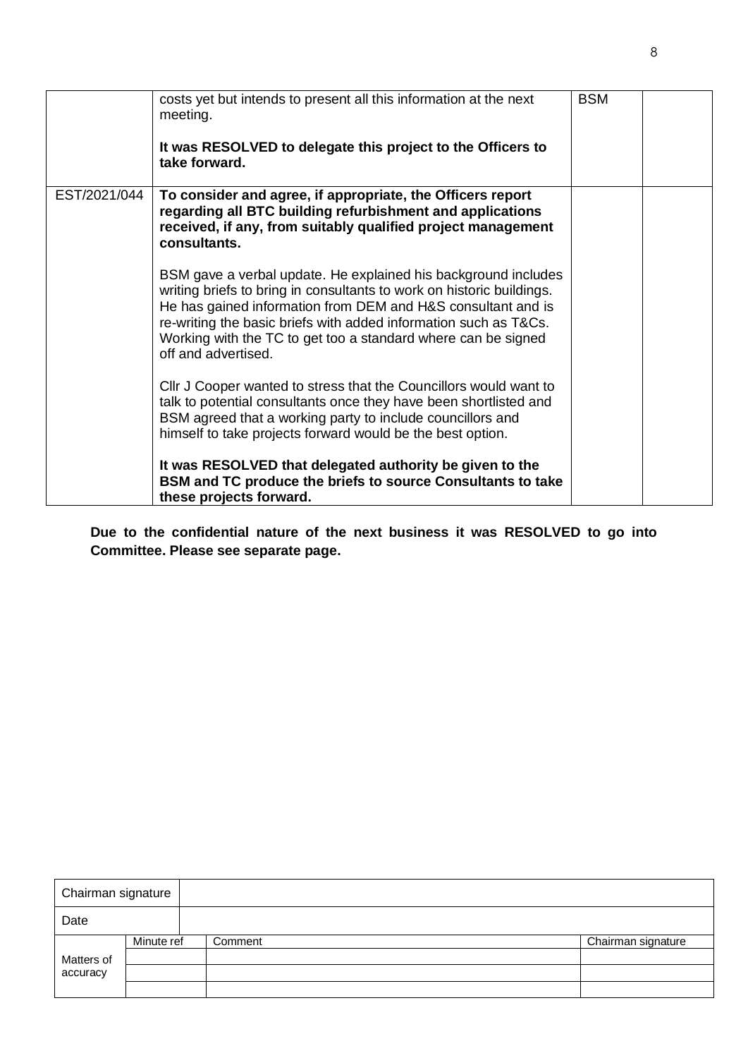| | | | |
|---|---|---|---|
| | costs yet but intends to present all this information at the next meeting.<br><br>**It was RESOLVED to delegate this project to the Officers to take forward.** | BSM | |
| EST/2021/044 | **To consider and agree, if appropriate, the Officers report regarding all BTC building refurbishment and applications received, if any, from suitably qualified project management consultants.**<br><br>BSM gave a verbal update. He explained his background includes writing briefs to bring in consultants to work on historic buildings. He has gained information from DEM and H&S consultant and is re-writing the basic briefs with added information such as T&Cs. Working with the TC to get too a standard where can be signed off and advertised.<br><br>Cllr J Cooper wanted to stress that the Councillors would want to talk to potential consultants once they have been shortlisted and BSM agreed that a working party to include councillors and himself to take projects forward would be the best option.<br><br>**It was RESOLVED that delegated authority be given to the BSM and TC produce the briefs to source Consultants to take these projects forward.** | | |

**Due to the confidential nature of the next business it was RESOLVED to go into Committee. Please see separate page.**

| | | | |
|---|---|---|---|
| Chairman signature | | | |
| Date | | | |
| Matters of accuracy | Minute ref | Comment | Chairman signature |
| | | | |
| | | | |
| | | | |